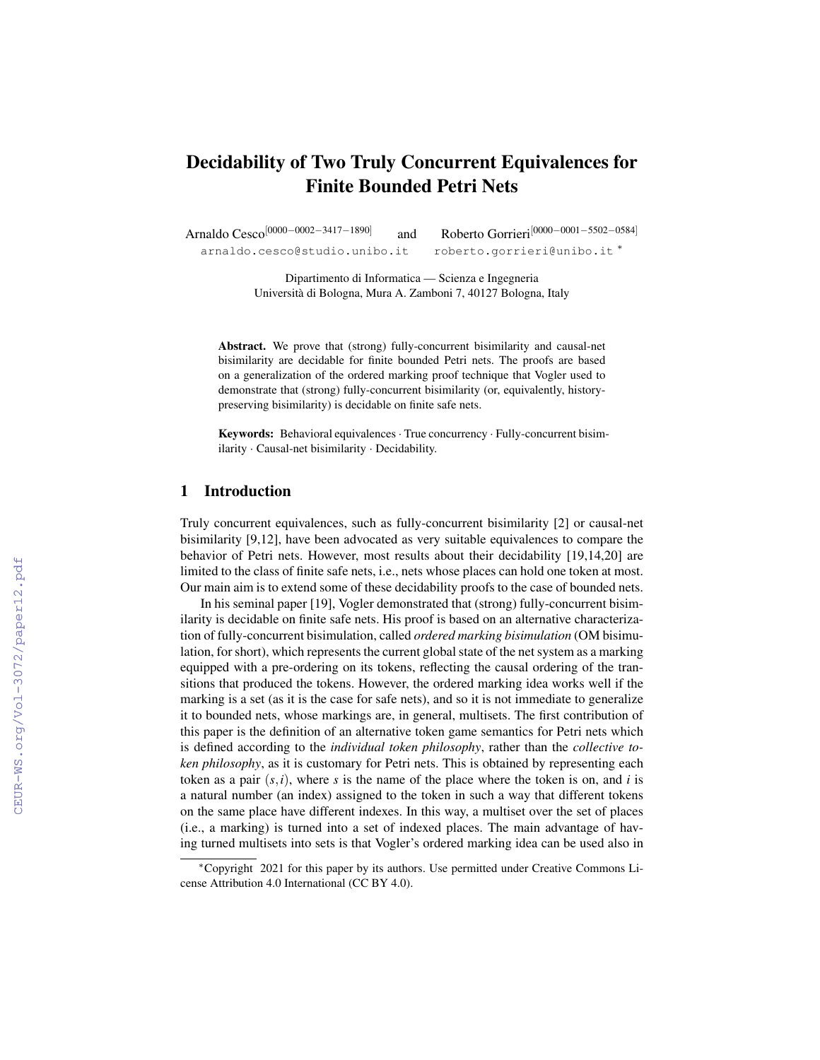# Decidability of Two Truly Concurrent Equivalences for Finite Bounded Petri Nets

Arnaldo Cesco[0000−0002−3417−1890] and Roberto Gorrieri[0000−0001−5502−0584]
arnaldo.cesco@studio.unibo.it roberto.gorrieri@unibo.it *

Dipartimento di Informatica — Scienza e Ingegneria
Università di Bologna, Mura A. Zamboni 7, 40127 Bologna, Italy

**Abstract.** We prove that (strong) fully-concurrent bisimilarity and causal-net bisimilarity are decidable for finite bounded Petri nets. The proofs are based on a generalization of the ordered marking proof technique that Vogler used to demonstrate that (strong) fully-concurrent bisimilarity (or, equivalently, history-preserving bisimilarity) is decidable on finite safe nets.

**Keywords:** Behavioral equivalences · True concurrency · Fully-concurrent bisimilarity · Causal-net bisimilarity · Decidability.

## 1 Introduction

Truly concurrent equivalences, such as fully-concurrent bisimilarity [2] or causal-net bisimilarity [9,12], have been advocated as very suitable equivalences to compare the behavior of Petri nets. However, most results about their decidability [19,14,20] are limited to the class of finite safe nets, i.e., nets whose places can hold one token at most. Our main aim is to extend some of these decidability proofs to the case of bounded nets.

In his seminal paper [19], Vogler demonstrated that (strong) fully-concurrent bisimilarity is decidable on finite safe nets. His proof is based on an alternative characterization of fully-concurrent bisimulation, called *ordered marking bisimulation* (OM bisimulation, for short), which represents the current global state of the net system as a marking equipped with a pre-ordering on its tokens, reflecting the causal ordering of the transitions that produced the tokens. However, the ordered marking idea works well if the marking is a set (as it is the case for safe nets), and so it is not immediate to generalize it to bounded nets, whose markings are, in general, multisets. The first contribution of this paper is the definition of an alternative token game semantics for Petri nets which is defined according to the *individual token philosophy*, rather than the *collective token philosophy*, as it is customary for Petri nets. This is obtained by representing each token as a pair $(s,i)$, where $s$ is the name of the place where the token is on, and $i$ is a natural number (an index) assigned to the token in such a way that different tokens on the same place have different indexes. In this way, a multiset over the set of places (i.e., a marking) is turned into a set of indexed places. The main advantage of having turned multisets into sets is that Vogler's ordered marking idea can be used also in

*Copyright 2021 for this paper by its authors. Use permitted under Creative Commons License Attribution 4.0 International (CC BY 4.0).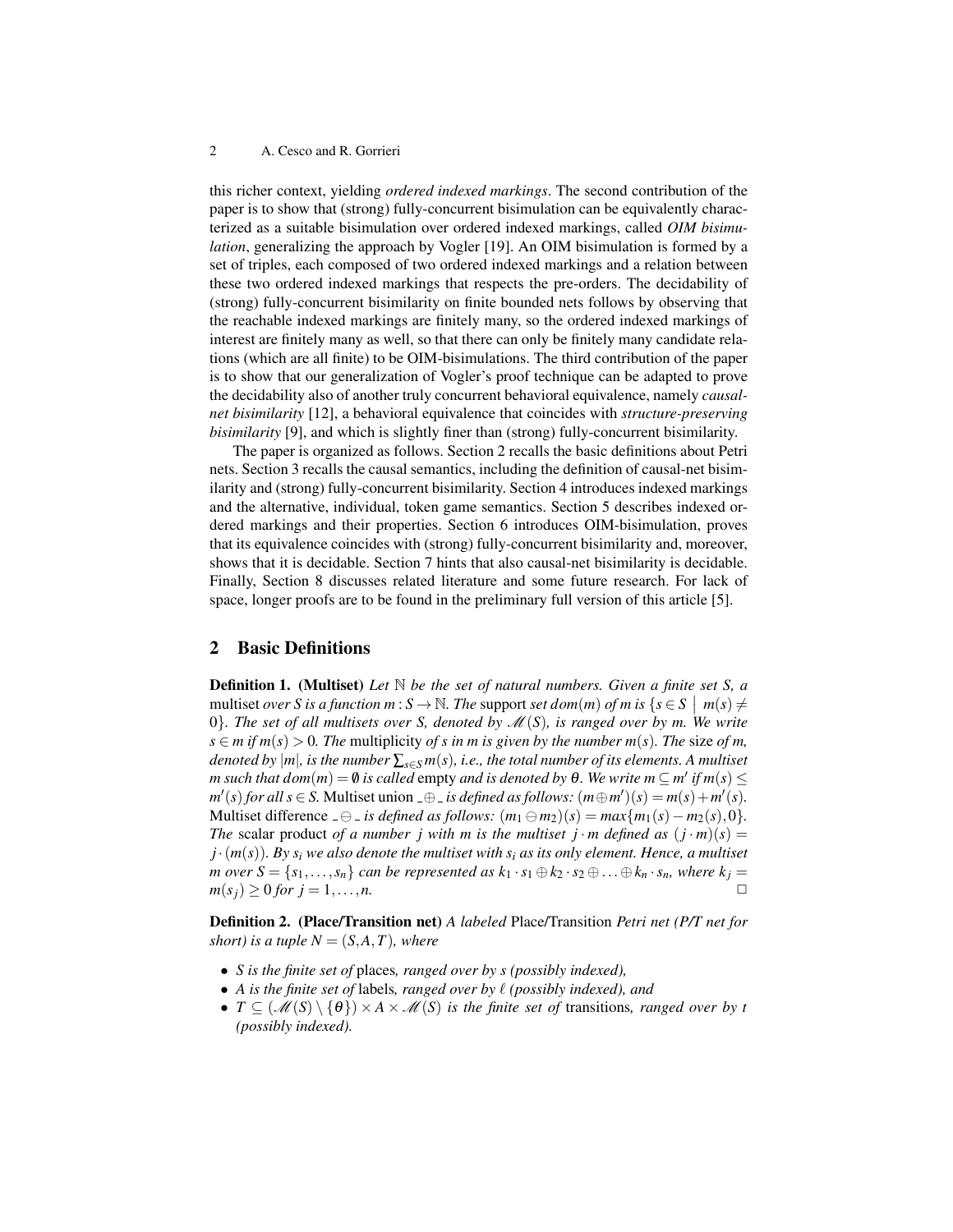this richer context, yielding *ordered indexed markings*. The second contribution of the paper is to show that (strong) fully-concurrent bisimulation can be equivalently characterized as a suitable bisimulation over ordered indexed markings, called *OIM bisimulation*, generalizing the approach by Vogler [19]. An OIM bisimulation is formed by a set of triples, each composed of two ordered indexed markings and a relation between these two ordered indexed markings that respects the pre-orders. The decidability of (strong) fully-concurrent bisimilarity on finite bounded nets follows by observing that the reachable indexed markings are finitely many, so the ordered indexed markings of interest are finitely many as well, so that there can only be finitely many candidate relations (which are all finite) to be OIM-bisimulations. The third contribution of the paper is to show that our generalization of Vogler's proof technique can be adapted to prove the decidability also of another truly concurrent behavioral equivalence, namely *causal-net bisimilarity* [12], a behavioral equivalence that coincides with *structure-preserving bisimilarity* [9], and which is slightly finer than (strong) fully-concurrent bisimilarity.

The paper is organized as follows. Section 2 recalls the basic definitions about Petri nets. Section 3 recalls the causal semantics, including the definition of causal-net bisimilarity and (strong) fully-concurrent bisimilarity. Section 4 introduces indexed markings and the alternative, individual, token game semantics. Section 5 describes indexed ordered markings and their properties. Section 6 introduces OIM-bisimulation, proves that its equivalence coincides with (strong) fully-concurrent bisimilarity and, moreover, shows that it is decidable. Section 7 hints that also causal-net bisimilarity is decidable. Finally, Section 8 discusses related literature and some future research. For lack of space, longer proofs are to be found in the preliminary full version of this article [5].

## 2 Basic Definitions

**Definition 1. (Multiset)** *Let $\mathbb{N}$ be the set of natural numbers. Given a finite set $S$, a* multiset *over $S$ is a function $m : S \to \mathbb{N}$. The* support *set $dom(m)$ of $m$ is $\{s \in S \mid m(s) \neq 0\}$. The set of all multisets over $S$, denoted by $\mathscr{M}(S)$, is ranged over by $m$. We write $s \in m$ if $m(s) > 0$. The* multiplicity *of $s$ in $m$ is given by the number $m(s)$. The* size *of $m$, denoted by $|m|$, is the number $\sum_{s \in S} m(s)$, i.e., the total number of its elements. A multiset $m$ such that $dom(m) = \emptyset$ is called* empty *and is denoted by $\theta$. We write $m \subseteq m'$ if $m(s) \leq m'(s)$ for all $s \in S$.* Multiset union *$\_ \oplus \_$ is defined as follows: $(m \oplus m')(s) = m(s) + m'(s)$.* Multiset difference *$\_ \ominus \_$ is defined as follows: $(m_1 \ominus m_2)(s) = max\{m_1(s) - m_2(s), 0\}$. The* scalar product *of a number $j$ with $m$ is the multiset $j \cdot m$ defined as $(j \cdot m)(s) = j \cdot (m(s))$. By $s_i$ we also denote the multiset with $s_i$ as its only element. Hence, a multiset $m$ over $S = \{s_1, \ldots, s_n\}$ can be represented as $k_1 \cdot s_1 \oplus k_2 \cdot s_2 \oplus \ldots \oplus k_n \cdot s_n$, where $k_j = m(s_j) \geq 0$ for $j = 1, \ldots, n$.* □

**Definition 2. (Place/Transition net)** *A labeled* Place/Transition *Petri net (P/T net for short) is a tuple $N = (S, A, T)$, where*

- *$S$ is the finite set of* places*, ranged over by $s$ (possibly indexed),*
- *$A$ is the finite set of* labels*, ranged over by $\ell$ (possibly indexed), and*
- *$T \subseteq (\mathscr{M}(S) \setminus \{\theta\}) \times A \times \mathscr{M}(S)$ is the finite set of* transitions*, ranged over by $t$ (possibly indexed).*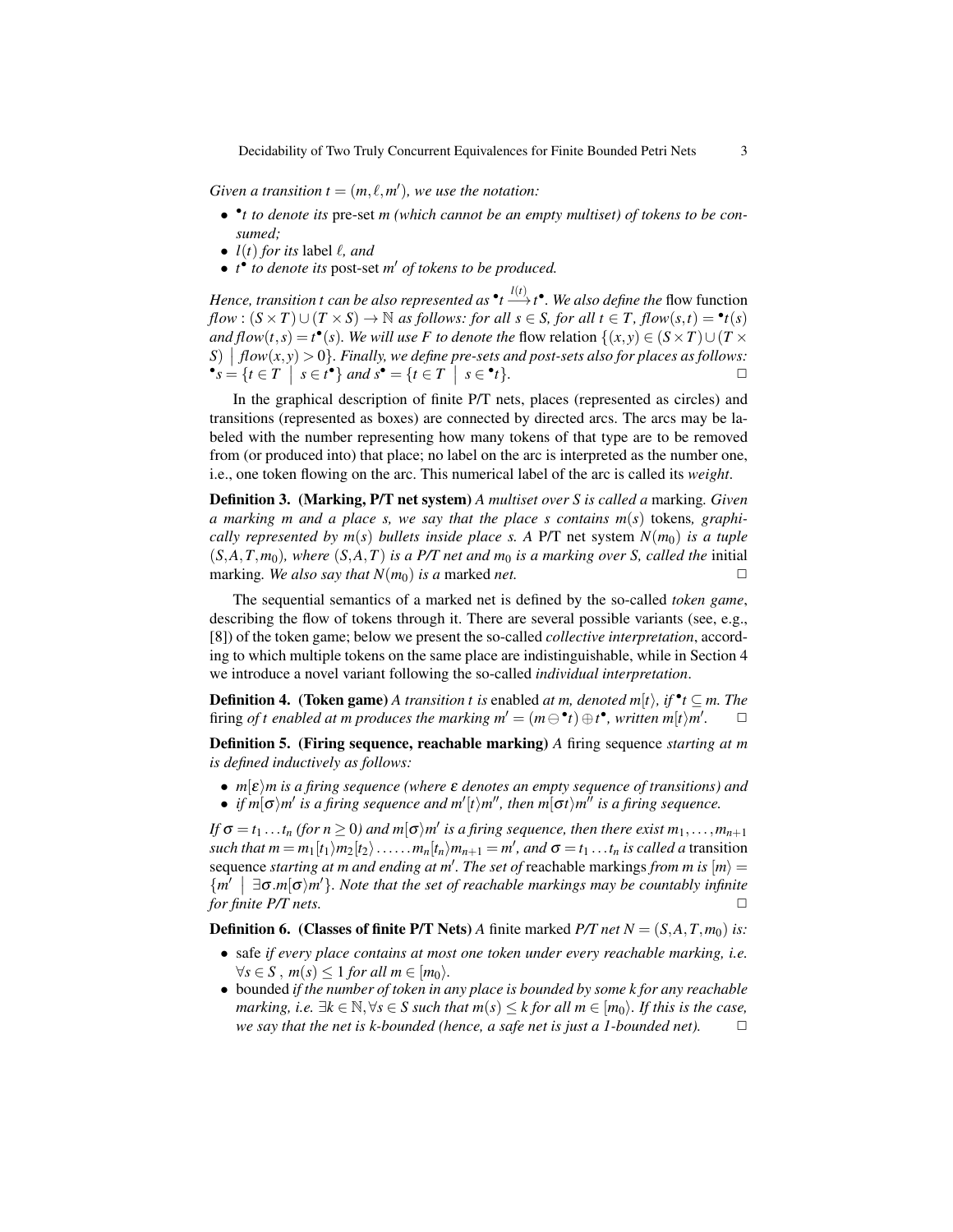*Given a transition $t = (m, \ell, m')$, we use the notation:*

- ${}^\bullet t$ *to denote its* pre-set *$m$ (which cannot be an empty multiset) of tokens to be consumed;*
- $l(t)$ *for its* label *$\ell$, and*
- $t^\bullet$ *to denote its* post-set *$m'$ of tokens to be produced.*

*Hence, transition $t$ can be also represented as ${}^\bullet t \xrightarrow{l(t)} t^\bullet$. We also define the* flow function *$flow : (S \times T) \cup (T \times S) \to \mathbb{N}$ as follows: for all $s \in S$, for all $t \in T$, $flow(s,t) = {}^\bullet t(s)$ and $flow(t,s) = t^\bullet(s)$. We will use $F$ to denote the* flow relation *$\{(x,y) \in (S \times T) \cup (T \times S) \mid flow(x,y) > 0\}$. Finally, we define pre-sets and post-sets also for places as follows: ${}^\bullet s = \{t \in T \mid s \in t^\bullet\}$ and $s^\bullet = \{t \in T \mid s \in {}^\bullet t\}$.* □

In the graphical description of finite P/T nets, places (represented as circles) and transitions (represented as boxes) are connected by directed arcs. The arcs may be labeled with the number representing how many tokens of that type are to be removed from (or produced into) that place; no label on the arc is interpreted as the number one, i.e., one token flowing on the arc. This numerical label of the arc is called its *weight*.

**Definition 3. (Marking, P/T net system)** *A multiset over $S$ is called a* marking. *Given a marking $m$ and a place $s$, we say that the place $s$ contains $m(s)$* tokens*, graphically represented by $m(s)$ bullets inside place $s$. A* P/T net system *$N(m_0)$ is a tuple $(S, A, T, m_0)$, where $(S, A, T)$ is a P/T net and $m_0$ is a marking over $S$, called the* initial marking. *We also say that $N(m_0)$ is a* marked *net.* □

The sequential semantics of a marked net is defined by the so-called *token game*, describing the flow of tokens through it. There are several possible variants (see, e.g., [8]) of the token game; below we present the so-called *collective interpretation*, according to which multiple tokens on the same place are indistinguishable, while in Section 4 we introduce a novel variant following the so-called *individual interpretation*.

**Definition 4. (Token game)** *A transition $t$ is* enabled *at $m$, denoted $m[t\rangle$, if ${}^\bullet t \subseteq m$. The* firing *of $t$ enabled at $m$ produces the marking $m' = (m \ominus {}^\bullet t) \oplus t^\bullet$, written $m[t\rangle m'$.* □

**Definition 5. (Firing sequence, reachable marking)** *A* firing sequence *starting at $m$ is defined inductively as follows:*

- *$m[\varepsilon\rangle m$ is a firing sequence (where $\varepsilon$ denotes an empty sequence of transitions) and*
- *if $m[\sigma\rangle m'$ is a firing sequence and $m'[t\rangle m''$, then $m[\sigma t\rangle m''$ is a firing sequence.*

*If $\sigma = t_1 \ldots t_n$ (for $n \geq 0$) and $m[\sigma\rangle m'$ is a firing sequence, then there exist $m_1, \ldots, m_{n+1}$ such that $m = m_1[t_1\rangle m_2[t_2\rangle \ldots \ldots m_n[t_n\rangle m_{n+1} = m'$, and $\sigma = t_1 \ldots t_n$ is called a* transition sequence *starting at $m$ and ending at $m'$. The set of* reachable markings *from $m$ is $[m\rangle = \{m' \mid \exists \sigma. m[\sigma\rangle m'\}$. Note that the set of reachable markings may be countably infinite for finite P/T nets.* □

**Definition 6. (Classes of finite P/T Nets)** *A* finite marked *P/T net $N = (S, A, T, m_0)$ is:*

- safe *if every place contains at most one token under every reachable marking, i.e. $\forall s \in S$ , $m(s) \leq 1$ for all $m \in [m_0\rangle$.*
- bounded *if the number of token in any place is bounded by some $k$ for any reachable marking, i.e. $\exists k \in \mathbb{N}, \forall s \in S$ such that $m(s) \leq k$ for all $m \in [m_0\rangle$. If this is the case, we say that the net is $k$-bounded (hence, a safe net is just a 1-bounded net).* □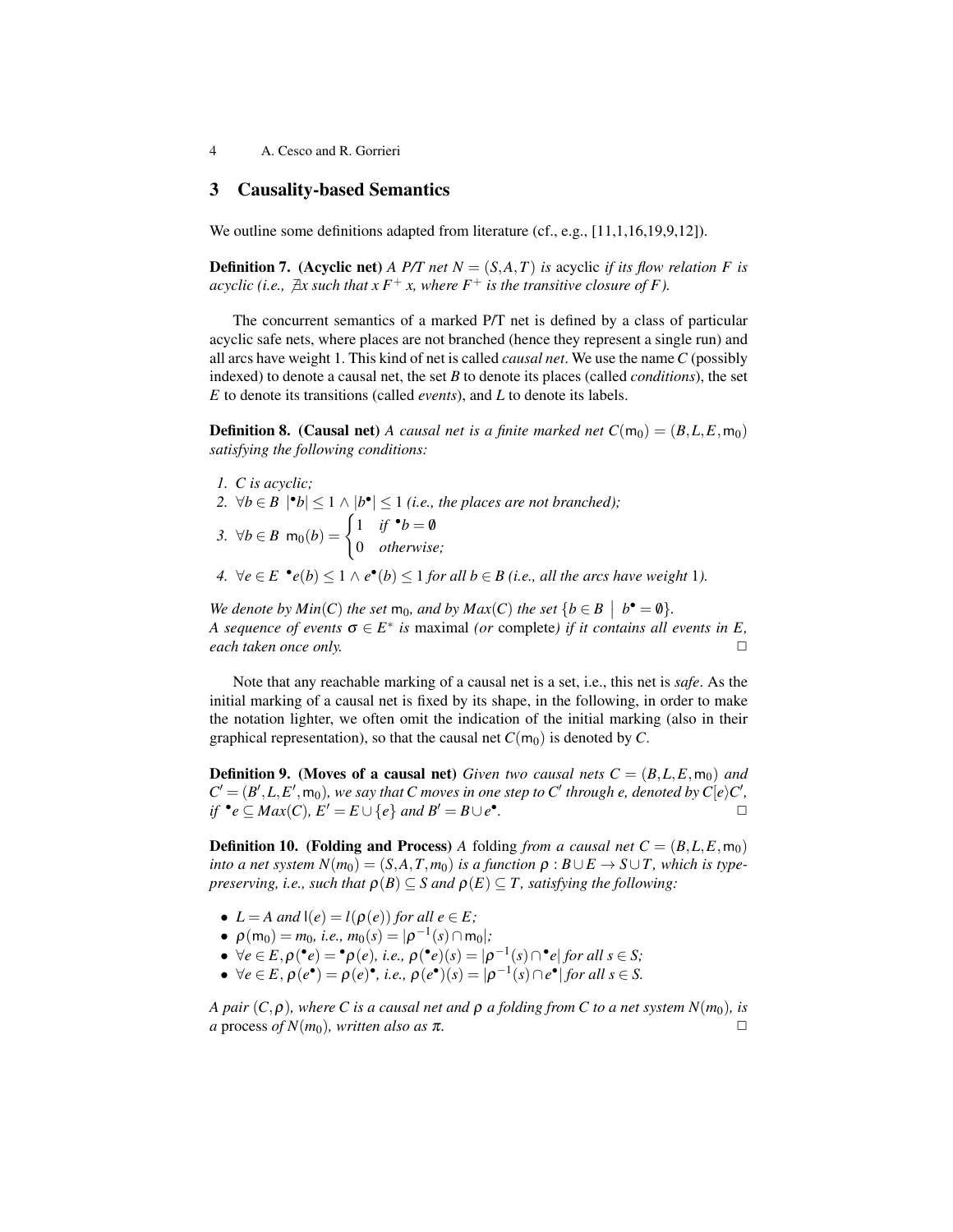## 3 Causality-based Semantics

We outline some definitions adapted from literature (cf., e.g., [11,1,16,19,9,12]).

**Definition 7. (Acyclic net)** *A P/T net $N = (S, A, T)$ is* acyclic *if its flow relation $F$ is acyclic (i.e., $\nexists x$ such that $x\, F^+\, x$, where $F^+$ is the transitive closure of $F$).*

The concurrent semantics of a marked P/T net is defined by a class of particular acyclic safe nets, where places are not branched (hence they represent a single run) and all arcs have weight 1. This kind of net is called *causal net*. We use the name $C$ (possibly indexed) to denote a causal net, the set $B$ to denote its places (called *conditions*), the set $E$ to denote its transitions (called *events*), and $L$ to denote its labels.

**Definition 8. (Causal net)** *A causal net is a finite marked net $C(\mathsf{m}_0) = (B, L, E, \mathsf{m}_0)$ satisfying the following conditions:*

1. *$C$ is acyclic;*
2. *$\forall b \in B\ |{}^\bullet b| \leq 1 \wedge |b^\bullet| \leq 1$ (i.e., the places are not branched);*
3. *$\forall b \in B\ \mathsf{m}_0(b) = \begin{cases} 1 & \text{if } {}^\bullet b = \emptyset \\ 0 & \text{otherwise;} \end{cases}$*
4. *$\forall e \in E\ {}^\bullet e(b) \leq 1 \wedge e^\bullet(b) \leq 1$ for all $b \in B$ (i.e., all the arcs have weight 1).*

*We denote by $Min(C)$ the set $\mathsf{m}_0$, and by $Max(C)$ the set $\{b \in B \mid b^\bullet = \emptyset\}$.*
*A sequence of events $\sigma \in E^*$ is* maximal *(or* complete*) if it contains all events in $E$, each taken once only.* □

Note that any reachable marking of a causal net is a set, i.e., this net is *safe*. As the initial marking of a causal net is fixed by its shape, in the following, in order to make the notation lighter, we often omit the indication of the initial marking (also in their graphical representation), so that the causal net $C(\mathsf{m}_0)$ is denoted by $C$.

**Definition 9. (Moves of a causal net)** *Given two causal nets $C = (B, L, E, \mathsf{m}_0)$ and $C' = (B', L, E', \mathsf{m}_0)$, we say that $C$ moves in one step to $C'$ through $e$, denoted by $C[e\rangle C'$, if ${}^\bullet e \subseteq Max(C)$, $E' = E \cup \{e\}$ and $B' = B \cup e^\bullet$.* □

**Definition 10. (Folding and Process)** *A* folding *from a causal net $C = (B, L, E, \mathsf{m}_0)$ into a net system $N(m_0) = (S, A, T, m_0)$ is a function $\rho : B \cup E \to S \cup T$, which is type-preserving, i.e., such that $\rho(B) \subseteq S$ and $\rho(E) \subseteq T$, satisfying the following:*

- *$L = A$ and $\mathsf{l}(e) = l(\rho(e))$ for all $e \in E$;*
- *$\rho(\mathsf{m}_0) = m_0$, i.e., $m_0(s) = |\rho^{-1}(s) \cap \mathsf{m}_0|$;*
- *$\forall e \in E, \rho({}^\bullet e) = {}^\bullet \rho(e)$, i.e., $\rho({}^\bullet e)(s) = |\rho^{-1}(s) \cap {}^\bullet e|$ for all $s \in S$;*
- *$\forall e \in E, \rho(e^\bullet) = \rho(e)^\bullet$, i.e., $\rho(e^\bullet)(s) = |\rho^{-1}(s) \cap e^\bullet|$ for all $s \in S$.*

*A pair $(C, \rho)$, where $C$ is a causal net and $\rho$ a folding from $C$ to a net system $N(m_0)$, is a* process *of $N(m_0)$, written also as $\pi$.* □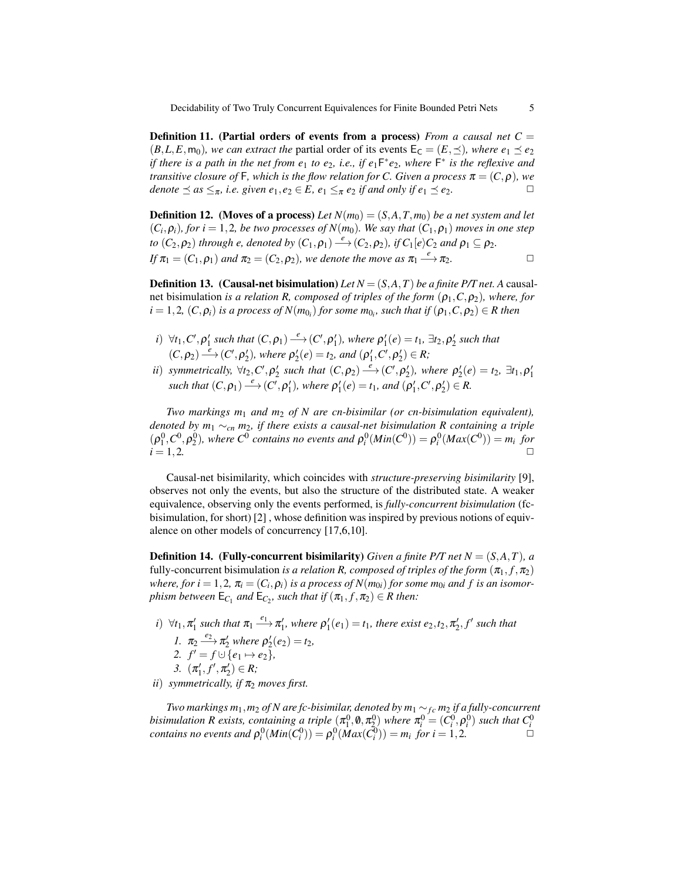**Definition 11. (Partial orders of events from a process)** *From a causal net $C = (B, L, E, \mathsf{m}_0)$, we can extract the* partial order of its events $\mathsf{E}_\mathsf{C} = (E, \preceq)$*, where $e_1 \preceq e_2$ if there is a path in the net from $e_1$ to $e_2$, i.e., if $e_1 \mathsf{F}^* e_2$, where $\mathsf{F}^*$ is the reflexive and transitive closure of $\mathsf{F}$, which is the flow relation for $C$. Given a process $\pi = (C, \rho)$, we denote $\preceq$ as $\leq_\pi$, i.e. given $e_1, e_2 \in E$, $e_1 \leq_\pi e_2$ if and only if $e_1 \preceq e_2$.* □

**Definition 12. (Moves of a process)** *Let $N(m_0) = (S, A, T, m_0)$ be a net system and let $(C_i, \rho_i)$, for $i = 1, 2$, be two processes of $N(m_0)$. We say that $(C_1, \rho_1)$ moves in one step to $(C_2, \rho_2)$ through $e$, denoted by $(C_1, \rho_1) \xrightarrow{e} (C_2, \rho_2)$, if $C_1[e\rangle C_2$ and $\rho_1 \subseteq \rho_2$. If $\pi_1 = (C_1, \rho_1)$ and $\pi_2 = (C_2, \rho_2)$, we denote the move as $\pi_1 \xrightarrow{e} \pi_2$.* □

**Definition 13. (Causal-net bisimulation)** *Let $N = (S, A, T)$ be a finite P/T net. A* causal-net bisimulation *is a relation $R$, composed of triples of the form $(\rho_1, C, \rho_2)$, where, for $i = 1, 2$, $(C, \rho_i)$ is a process of $N(m_{0_i})$ for some $m_{0_i}$, such that if $(\rho_1, C, \rho_2) \in R$ then*

*i) $\forall t_1, C', \rho_1'$ such that $(C, \rho_1) \xrightarrow{e} (C', \rho_1')$, where $\rho_1'(e) = t_1$, $\exists t_2, \rho_2'$ such that $(C, \rho_2) \xrightarrow{e} (C', \rho_2')$, where $\rho_2'(e) = t_2$, and $(\rho_1', C', \rho_2') \in R$;*

*ii) symmetrically, $\forall t_2, C', \rho_2'$ such that $(C, \rho_2) \xrightarrow{e} (C', \rho_2')$, where $\rho_2'(e) = t_2$, $\exists t_1, \rho_1'$ such that $(C, \rho_1) \xrightarrow{e} (C', \rho_1')$, where $\rho_1'(e) = t_1$, and $(\rho_1', C', \rho_2') \in R$.*

*Two markings $m_1$ and $m_2$ of $N$ are cn-bisimilar (or cn-bisimulation equivalent), denoted by $m_1 \sim_{cn} m_2$, if there exists a causal-net bisimulation $R$ containing a triple $(\rho_1^0, C^0, \rho_2^0)$, where $C^0$ contains no events and $\rho_i^0(Min(C^0)) = \rho_i^0(Max(C^0)) = m_i$ for $i = 1, 2$.* □

Causal-net bisimilarity, which coincides with *structure-preserving bisimilarity* [9], observes not only the events, but also the structure of the distributed state. A weaker equivalence, observing only the events performed, is *fully-concurrent bisimulation* (fc-bisimulation, for short) [2] , whose definition was inspired by previous notions of equivalence on other models of concurrency [17,6,10].

**Definition 14. (Fully-concurrent bisimilarity)** *Given a finite P/T net $N = (S, A, T)$, a* fully-concurrent bisimulation *is a relation $R$, composed of triples of the form $(\pi_1, f, \pi_2)$ where, for $i = 1, 2$, $\pi_i = (C_i, \rho_i)$ is a process of $N(m_{0i})$ for some $m_{0i}$ and $f$ is an isomorphism between $\mathsf{E}_{C_1}$ and $\mathsf{E}_{C_2}$, such that if $(\pi_1, f, \pi_2) \in R$ then:*

*i) $\forall t_1, \pi_1'$ such that $\pi_1 \xrightarrow{e_1} \pi_1'$, where $\rho_1'(e_1) = t_1$, there exist $e_2, t_2, \pi_2', f'$ such that*
  1. *$\pi_2 \xrightarrow{e_2} \pi_2'$ where $\rho_2'(e_2) = t_2$,*
  2. *$f' = f \uplus \{e_1 \mapsto e_2\}$,*
  3. *$(\pi_1', f', \pi_2') \in R$;*

*ii) symmetrically, if $\pi_2$ moves first.*

*Two markings $m_1, m_2$ of $N$ are fc-bisimilar, denoted by $m_1 \sim_{fc} m_2$ if a fully-concurrent bisimulation $R$ exists, containing a triple $(\pi_1^0, \emptyset, \pi_2^0)$ where $\pi_i^0 = (C_i^0, \rho_i^0)$ such that $C_i^0$ contains no events and $\rho_i^0(Min(C_i^0)) = \rho_i^0(Max(C_i^0)) = m_i$ for $i = 1, 2$.* □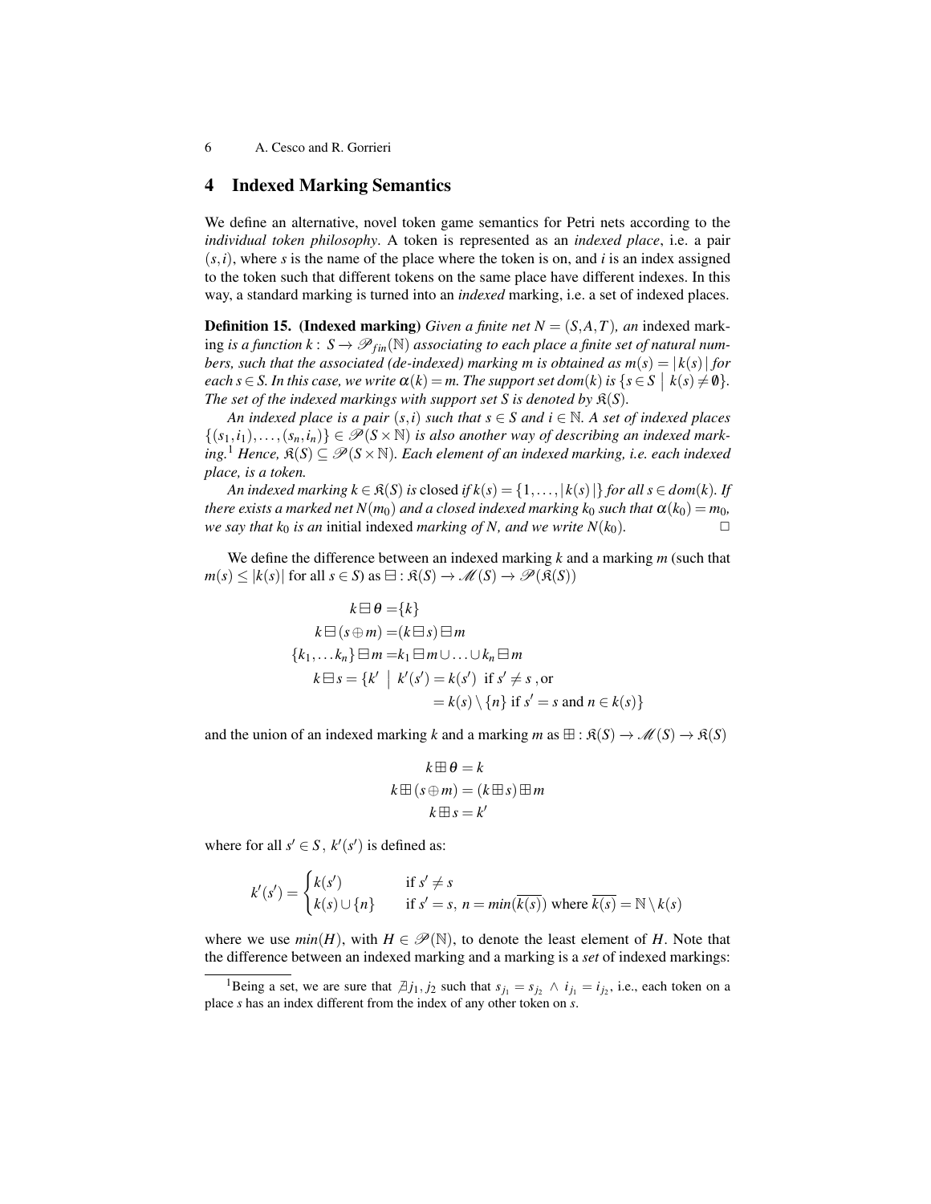## 4 Indexed Marking Semantics

We define an alternative, novel token game semantics for Petri nets according to the *individual token philosophy*. A token is represented as an *indexed place*, i.e. a pair $(s,i)$, where $s$ is the name of the place where the token is on, and $i$ is an index assigned to the token such that different tokens on the same place have different indexes. In this way, a standard marking is turned into an *indexed* marking, i.e. a set of indexed places.

**Definition 15. (Indexed marking)** *Given a finite net $N = (S,A,T)$, an* indexed marking *is a function $k : S \to \mathscr{P}_{fin}(\mathbb{N})$ associating to each place a finite set of natural numbers, such that the associated (de-indexed) marking $m$ is obtained as $m(s) = |k(s)|$ for each $s \in S$. In this case, we write $\alpha(k) = m$. The support set $dom(k)$ is $\{s \in S \mid k(s) \neq \emptyset\}$. The set of the indexed markings with support set $S$ is denoted by $\mathfrak{K}(S)$.*

*An indexed place is a pair $(s,i)$ such that $s \in S$ and $i \in \mathbb{N}$. A set of indexed places $\{(s_1,i_1),\ldots,(s_n,i_n)\} \in \mathscr{P}(S \times \mathbb{N})$ is also another way of describing an indexed marking.*[1] *Hence, $\mathfrak{K}(S) \subseteq \mathscr{P}(S \times \mathbb{N})$. Each element of an indexed marking, i.e. each indexed place, is a token.*

*An indexed marking $k \in \mathfrak{K}(S)$ is* closed *if $k(s) = \{1,\ldots,|k(s)|\}$ for all $s \in dom(k)$. If there exists a marked net $N(m_0)$ and a closed indexed marking $k_0$ such that $\alpha(k_0) = m_0$, we say that $k_0$ is an* initial *indexed marking of $N$, and we write $N(k_0)$.* $\square$

We define the difference between an indexed marking $k$ and a marking $m$ (such that $m(s) \leq |k(s)|$ for all $s \in S$) as $\boxminus : \mathfrak{K}(S) \to \mathscr{M}(S) \to \mathscr{P}(\mathfrak{K}(S))$

$$
\begin{aligned}
k \boxminus \theta &= \{k\} \\
k \boxminus (s \oplus m) &= (k \boxminus s) \boxminus m \\
\{k_1,\ldots k_n\} \boxminus m &= k_1 \boxminus m \cup \ldots \cup k_n \boxminus m \\
k \boxminus s = \{k' \mid k'(s') &= k(s') \text{ if } s' \neq s \text{, or} \\
&= k(s) \setminus \{n\} \text{ if } s' = s \text{ and } n \in k(s)\}
\end{aligned}
$$

and the union of an indexed marking $k$ and a marking $m$ as $\boxplus : \mathfrak{K}(S) \to \mathscr{M}(S) \to \mathfrak{K}(S)$

$$
\begin{aligned}
k \boxplus \theta &= k \\
k \boxplus (s \oplus m) &= (k \boxplus s) \boxplus m \\
k \boxplus s &= k'
\end{aligned}
$$

where for all $s' \in S$, $k'(s')$ is defined as:

$$
k'(s') = \begin{cases} k(s') & \text{if } s' \neq s \\ k(s) \cup \{n\} & \text{if } s' = s,\ n = min(\overline{k(s)}) \text{ where } \overline{k(s)} = \mathbb{N} \setminus k(s) \end{cases}
$$

where we use $min(H)$, with $H \in \mathscr{P}(\mathbb{N})$, to denote the least element of $H$. Note that the difference between an indexed marking and a marking is a *set* of indexed markings:

[1] Being a set, we are sure that $\nexists j_1, j_2$ such that $s_{j_1} = s_{j_2} \wedge i_{j_1} = i_{j_2}$, i.e., each token on a place $s$ has an index different from the index of any other token on $s$.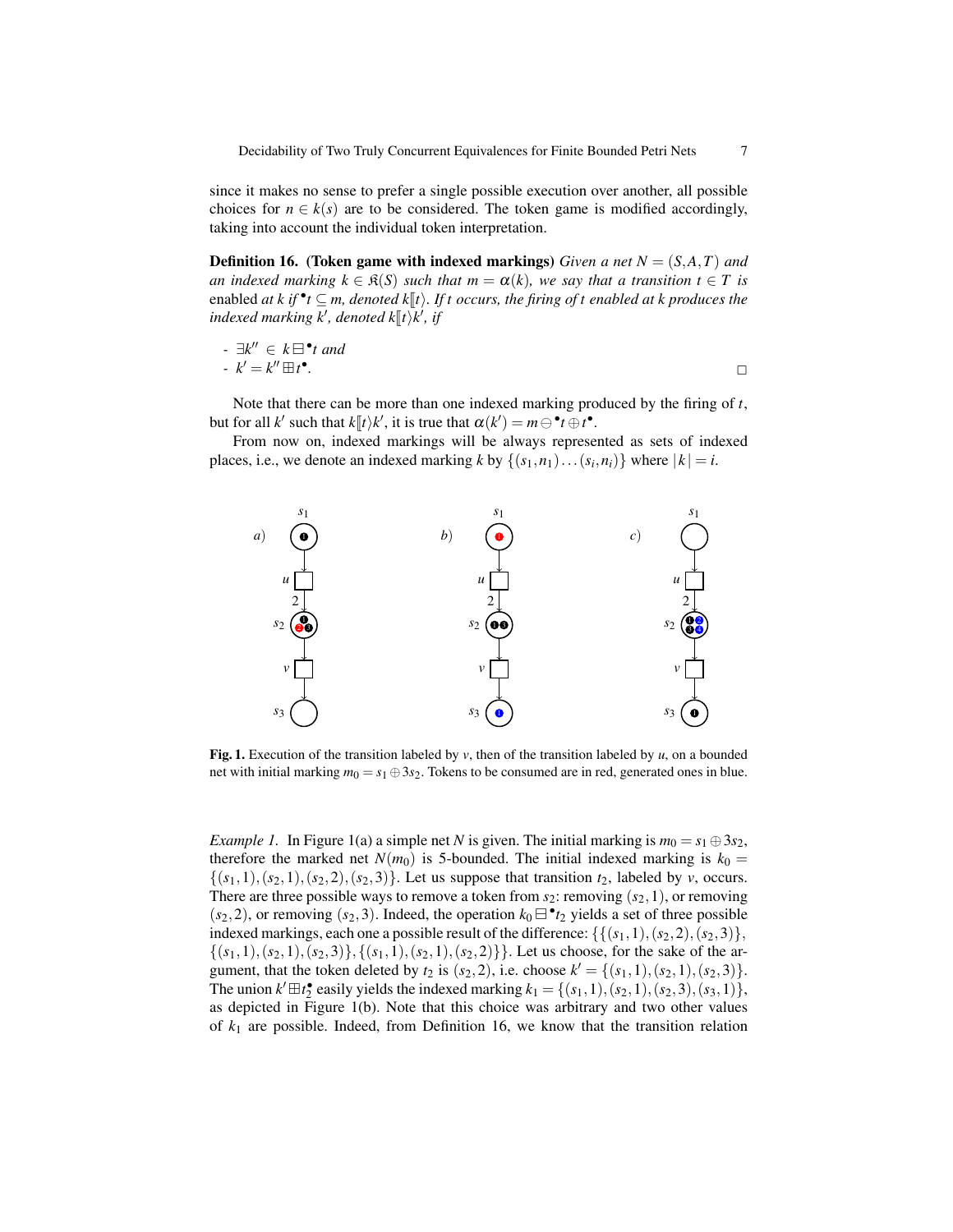since it makes no sense to prefer a single possible execution over another, all possible choices for $n \in k(s)$ are to be considered. The token game is modified accordingly, taking into account the individual token interpretation.

**Definition 16. (Token game with indexed markings)** *Given a net $N = (S, A, T)$ and an indexed marking $k \in \mathfrak{K}(S)$ such that $m = \alpha(k)$, we say that a transition $t \in T$ is* enabled *at $k$ if ${}^\bullet t \subseteq m$, denoted $k[\![t\rangle$. If $t$ occurs, the firing of $t$ enabled at $k$ produces the indexed marking $k'$, denoted $k[\![t\rangle k'$, if*

- *$\exists k'' \in k \boxminus {}^\bullet t$ and*
- *$k' = k'' \boxplus t^\bullet$.* □

Note that there can be more than one indexed marking produced by the firing of $t$, but for all $k'$ such that $k[\![t\rangle k'$, it is true that $\alpha(k') = m \ominus {}^\bullet t \oplus t^\bullet$.

From now on, indexed markings will be always represented as sets of indexed places, i.e., we denote an indexed marking $k$ by $\{(s_1, n_1) \ldots (s_i, n_i)\}$ where $|k| = i$.

**Fig. 1.** Execution of the transition labeled by $v$, then of the transition labeled by $u$, on a bounded net with initial marking $m_0 = s_1 \oplus 3s_2$. Tokens to be consumed are in red, generated ones in blue.

*Example 1.* In Figure 1(a) a simple net $N$ is given. The initial marking is $m_0 = s_1 \oplus 3s_2$, therefore the marked net $N(m_0)$ is 5-bounded. The initial indexed marking is $k_0 = \{(s_1, 1), (s_2, 1), (s_2, 2), (s_2, 3)\}$. Let us suppose that transition $t_2$, labeled by $v$, occurs. There are three possible ways to remove a token from $s_2$: removing $(s_2, 1)$, or removing $(s_2, 2)$, or removing $(s_2, 3)$. Indeed, the operation $k_0 \boxminus {}^\bullet t_2$ yields a set of three possible indexed markings, each one a possible result of the difference: $\{\{(s_1, 1), (s_2, 2), (s_2, 3)\}$, $\{(s_1, 1), (s_2, 1), (s_2, 3)\}, \{(s_1, 1), (s_2, 1), (s_2, 2)\}\}$. Let us choose, for the sake of the argument, that the token deleted by $t_2$ is $(s_2, 2)$, i.e. choose $k' = \{(s_1, 1), (s_2, 1), (s_2, 3)\}$. The union $k' \boxplus t_2^\bullet$ easily yields the indexed marking $k_1 = \{(s_1, 1), (s_2, 1), (s_2, 3), (s_3, 1)\}$, as depicted in Figure 1(b). Note that this choice was arbitrary and two other values of $k_1$ are possible. Indeed, from Definition 16, we know that the transition relation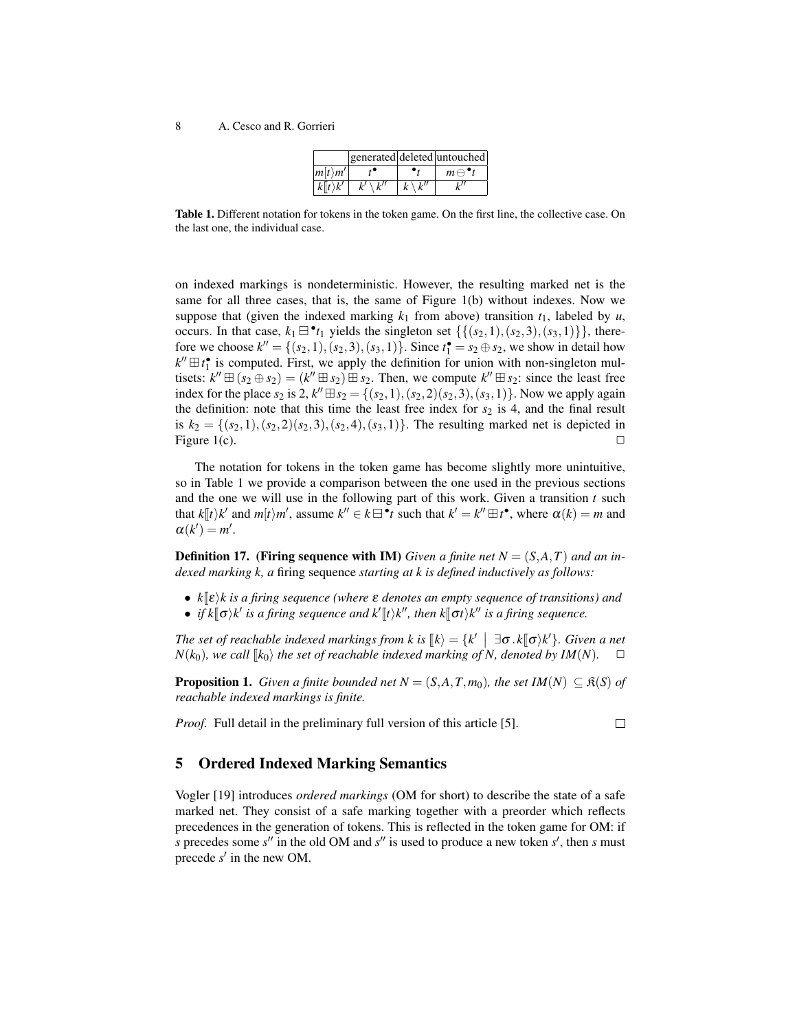|  | generated | deleted | untouched |
| --- | --- | --- | --- |
| $m[t\rangle m'$ | $t^\bullet$ | ${}^\bullet t$ | $m \ominus {}^\bullet t$ |
| $k[\![t\rangle k'$ | $k' \setminus k''$ | $k \setminus k''$ | $k''$ |

**Table 1.** Different notation for tokens in the token game. On the first line, the collective case. On the last one, the individual case.

on indexed markings is nondeterministic. However, the resulting marked net is the same for all three cases, that is, the same of Figure 1(b) without indexes. Now we suppose that (given the indexed marking $k_1$ from above) transition $t_1$, labeled by $u$, occurs. In that case, $k_1 \boxminus {}^\bullet t_1$ yields the singleton set $\{\{(s_2,1),(s_2,3),(s_3,1)\}\}$, therefore we choose $k'' = \{(s_2,1),(s_2,3),(s_3,1)\}$. Since $t_1^\bullet = s_2 \oplus s_2$, we show in detail how $k'' \boxplus t_1^\bullet$ is computed. First, we apply the definition for union with non-singleton multisets: $k'' \boxplus (s_2 \oplus s_2) = (k'' \boxplus s_2) \boxplus s_2$. Then, we compute $k'' \boxplus s_2$: since the least free index for the place $s_2$ is 2, $k'' \boxplus s_2 = \{(s_2,1),(s_2,2)(s_2,3),(s_3,1)\}$. Now we apply again the definition: note that this time the least free index for $s_2$ is 4, and the final result is $k_2 = \{(s_2,1),(s_2,2)(s_2,3),(s_2,4),(s_3,1)\}$. The resulting marked net is depicted in Figure 1(c). □

The notation for tokens in the token game has become slightly more unintuitive, so in Table 1 we provide a comparison between the one used in the previous sections and the one we will use in the following part of this work. Given a transition $t$ such that $k[\![t\rangle k'$ and $m[t\rangle m'$, assume $k'' \in k \boxminus {}^\bullet t$ such that $k' = k'' \boxplus t^\bullet$, where $\alpha(k) = m$ and $\alpha(k') = m'$.

**Definition 17. (Firing sequence with IM)** *Given a finite net $N = (S,A,T)$ and an indexed marking k, a* firing sequence *starting at k is defined inductively as follows:*

- *$k[\![\varepsilon\rangle k$ is a firing sequence (where $\varepsilon$ denotes an empty sequence of transitions) and*
- *if $k[\![\sigma\rangle k'$ is a firing sequence and $k'[\![t\rangle k''$, then $k[\![\sigma t\rangle k''$ is a firing sequence.*

*The set of reachable indexed markings from k is $[\![k\rangle = \{k' \mid \exists \sigma . k[\![\sigma\rangle k'\}$. Given a net $N(k_0)$, we call $[\![k_0\rangle$ the set of reachable indexed marking of N, denoted by $IM(N)$.* □

**Proposition 1.** *Given a finite bounded net $N = (S,A,T,m_0)$, the set $IM(N) \subseteq \mathfrak{K}(S)$ of reachable indexed markings is finite.*

*Proof.* Full detail in the preliminary full version of this article [5]. □

## 5 Ordered Indexed Marking Semantics

Vogler [19] introduces *ordered markings* (OM for short) to describe the state of a safe marked net. They consist of a safe marking together with a preorder which reflects precedences in the generation of tokens. This is reflected in the token game for OM: if $s$ precedes some $s''$ in the old OM and $s''$ is used to produce a new token $s'$, then $s$ must precede $s'$ in the new OM.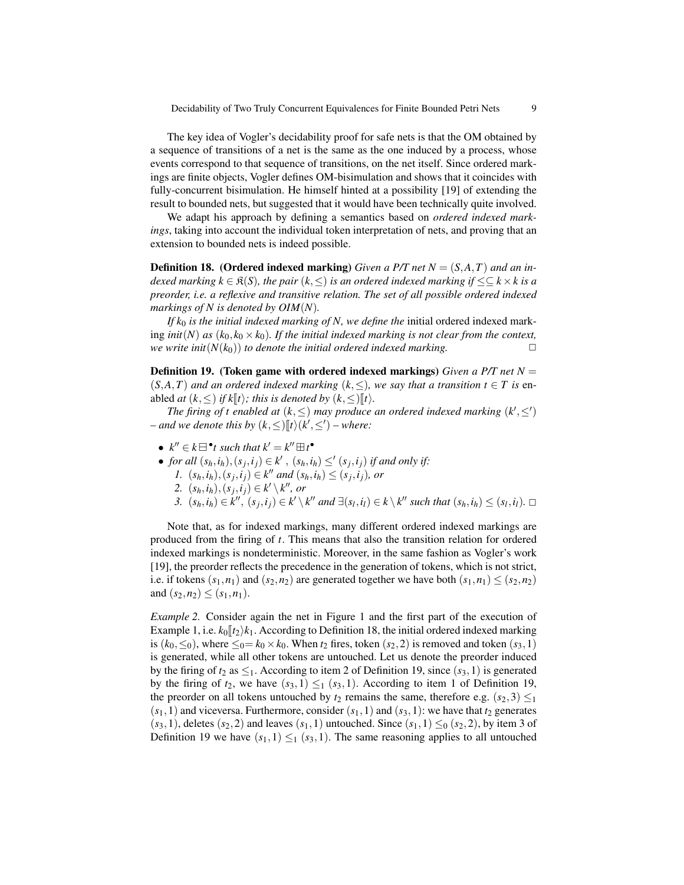The key idea of Vogler's decidability proof for safe nets is that the OM obtained by a sequence of transitions of a net is the same as the one induced by a process, whose events correspond to that sequence of transitions, on the net itself. Since ordered markings are finite objects, Vogler defines OM-bisimulation and shows that it coincides with fully-concurrent bisimulation. He himself hinted at a possibility [19] of extending the result to bounded nets, but suggested that it would have been technically quite involved.

We adapt his approach by defining a semantics based on *ordered indexed markings*, taking into account the individual token interpretation of nets, and proving that an extension to bounded nets is indeed possible.

**Definition 18. (Ordered indexed marking)** *Given a P/T net $N = (S, A, T)$ and an indexed marking $k \in \mathfrak{K}(S)$, the pair $(k, \leq)$ is an ordered indexed marking if $\leq \subseteq k \times k$ is a preorder, i.e. a reflexive and transitive relation. The set of all possible ordered indexed markings of $N$ is denoted by $OIM(N)$.*

*If $k_0$ is the initial indexed marking of $N$, we define the* initial ordered indexed marking *init*$(N)$ *as* $(k_0, k_0 \times k_0)$. *If the initial indexed marking is not clear from the context, we write init*$(N(k_0))$ *to denote the initial ordered indexed marking.* □

**Definition 19. (Token game with ordered indexed markings)** *Given a P/T net $N = (S, A, T)$ and an ordered indexed marking $(k, \leq)$, we say that a transition $t \in T$ is* enabled *at $(k, \leq)$ if $k[\![t\rangle$; this is denoted by $(k, \leq)[\![t\rangle$.*

*The firing of $t$ enabled at $(k, \leq)$ may produce an ordered indexed marking $(k', \leq')$ – and we denote this by $(k, \leq)[\![t\rangle(k', \leq')$ – where:*

- $k'' \in k \boxminus {}^\bullet t$ *such that* $k' = k'' \boxplus t^\bullet$
- *for all* $(s_h, i_h), (s_j, i_j) \in k'$, $(s_h, i_h) \leq' (s_j, i_j)$ *if and only if:*
  1. $(s_h, i_h), (s_j, i_j) \in k''$ *and* $(s_h, i_h) \leq (s_j, i_j)$, *or*
  2. $(s_h, i_h), (s_j, i_j) \in k' \setminus k''$, *or*
  3. $(s_h, i_h) \in k''$, $(s_j, i_j) \in k' \setminus k''$ *and* $\exists (s_l, i_l) \in k \setminus k''$ *such that* $(s_h, i_h) \leq (s_l, i_l)$. □

Note that, as for indexed markings, many different ordered indexed markings are produced from the firing of $t$. This means that also the transition relation for ordered indexed markings is nondeterministic. Moreover, in the same fashion as Vogler's work [19], the preorder reflects the precedence in the generation of tokens, which is not strict, i.e. if tokens $(s_1, n_1)$ and $(s_2, n_2)$ are generated together we have both $(s_1, n_1) \leq (s_2, n_2)$ and $(s_2, n_2) \leq (s_1, n_1)$.

*Example 2.* Consider again the net in Figure 1 and the first part of the execution of Example 1, i.e. $k_0[\![t_2\rangle k_1$. According to Definition 18, the initial ordered indexed marking is $(k_0, \leq_0)$, where $\leq_0 = k_0 \times k_0$. When $t_2$ fires, token $(s_2, 2)$ is removed and token $(s_3, 1)$ is generated, while all other tokens are untouched. Let us denote the preorder induced by the firing of $t_2$ as $\leq_1$. According to item 2 of Definition 19, since $(s_3, 1)$ is generated by the firing of $t_2$, we have $(s_3, 1) \leq_1 (s_3, 1)$. According to item 1 of Definition 19, the preorder on all tokens untouched by $t_2$ remains the same, therefore e.g. $(s_2, 3) \leq_1 (s_1, 1)$ and viceversa. Furthermore, consider $(s_1, 1)$ and $(s_3, 1)$: we have that $t_2$ generates $(s_3, 1)$, deletes $(s_2, 2)$ and leaves $(s_1, 1)$ untouched. Since $(s_1, 1) \leq_0 (s_2, 2)$, by item 3 of Definition 19 we have $(s_1, 1) \leq_1 (s_3, 1)$. The same reasoning applies to all untouched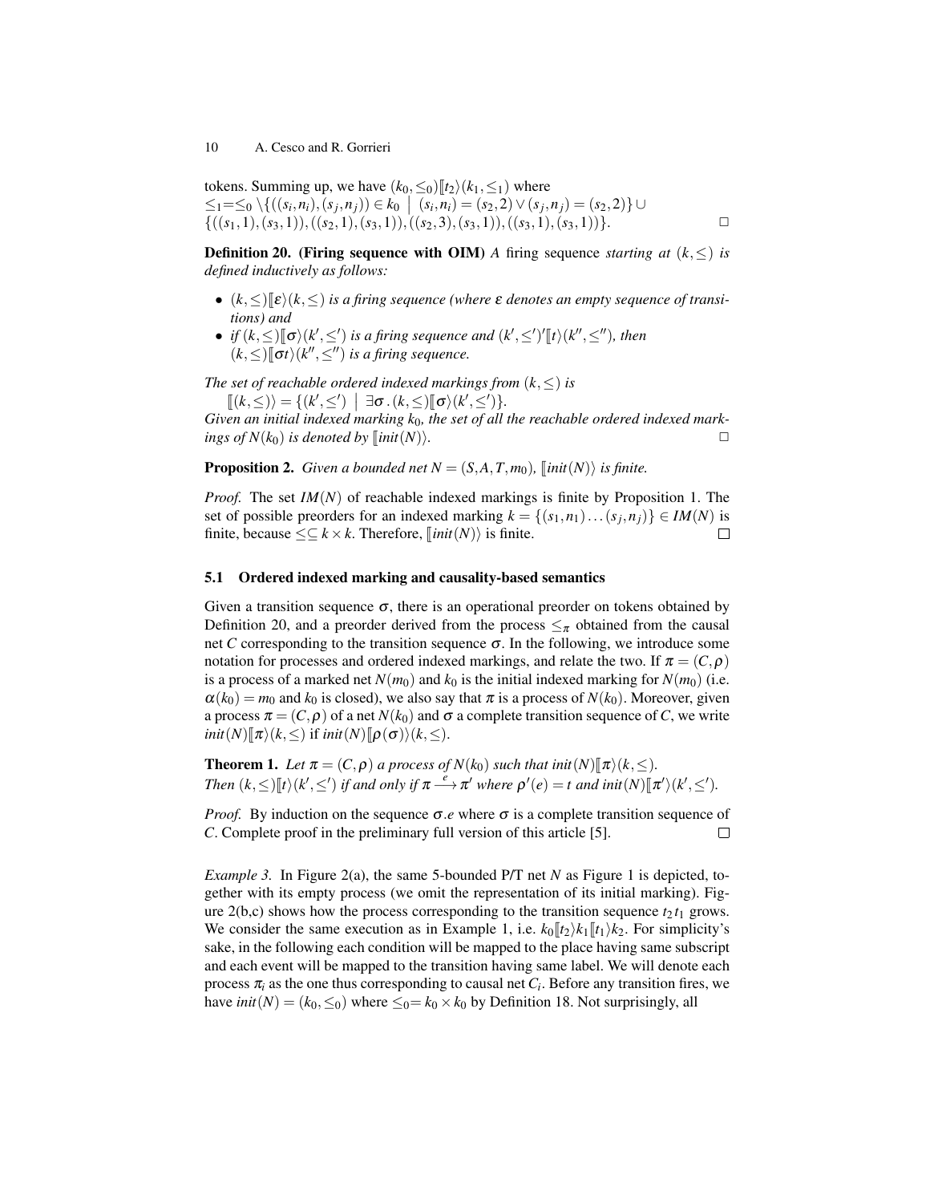tokens. Summing up, we have $(k_0, \leq_0)[\![t_2\rangle(k_1, \leq_1)$ where
$\leq_1 = \leq_0 \setminus \{((s_i,n_i),(s_j,n_j)) \in k_0 \mid (s_i,n_i) = (s_2,2) \vee (s_j,n_j) = (s_2,2)\} \cup$
$\{((s_1,1),(s_3,1)),((s_2,1),(s_3,1)),((s_2,3),(s_3,1)),((s_3,1),(s_3,1))\}$. □

**Definition 20. (Firing sequence with OIM)** *A* firing sequence *starting at* $(k, \leq)$ *is defined inductively as follows:*

- $(k, \leq)[\![\varepsilon\rangle(k, \leq)$ *is a firing sequence (where* $\varepsilon$ *denotes an empty sequence of transitions) and*
- *if* $(k, \leq)[\![\sigma\rangle(k', \leq')$ *is a firing sequence and* $(k', \leq')'[\![t\rangle(k'', \leq'')$*, then* $(k, \leq)[\![\sigma t\rangle(k'', \leq'')$ *is a firing sequence.*

*The set of reachable ordered indexed markings from* $(k, \leq)$ *is*
$[\![(k, \leq)\rangle = \{(k', \leq') \mid \exists \sigma \,.\, (k, \leq)[\![\sigma\rangle(k', \leq')\}$.
*Given an initial indexed marking* $k_0$*, the set of all the reachable ordered indexed markings of* $N(k_0)$ *is denoted by* $[\![init(N)\rangle$. □

**Proposition 2.** *Given a bounded net* $N = (S, A, T, m_0)$*,* $[\![init(N)\rangle$ *is finite.*

*Proof.* The set $IM(N)$ of reachable indexed markings is finite by Proposition 1. The set of possible preorders for an indexed marking $k = \{(s_1, n_1) \ldots (s_j, n_j)\} \in IM(N)$ is finite, because $\leq \subseteq k \times k$. Therefore, $[\![init(N)\rangle$ is finite. □

### 5.1 Ordered indexed marking and causality-based semantics

Given a transition sequence $\sigma$, there is an operational preorder on tokens obtained by Definition 20, and a preorder derived from the process $\leq_\pi$ obtained from the causal net $C$ corresponding to the transition sequence $\sigma$. In the following, we introduce some notation for processes and ordered indexed markings, and relate the two. If $\pi = (C, \rho)$ is a process of a marked net $N(m_0)$ and $k_0$ is the initial indexed marking for $N(m_0)$ (i.e. $\alpha(k_0) = m_0$ and $k_0$ is closed), we also say that $\pi$ is a process of $N(k_0)$. Moreover, given a process $\pi = (C, \rho)$ of a net $N(k_0)$ and $\sigma$ a complete transition sequence of $C$, we write $init(N)[\![\pi\rangle(k, \leq)$ if $init(N)[\![\rho(\sigma)\rangle(k, \leq)$.

**Theorem 1.** *Let* $\pi = (C, \rho)$ *a process of* $N(k_0)$ *such that* $init(N)[\![\pi\rangle(k, \leq)$*.*
*Then* $(k, \leq)[\![t\rangle(k', \leq')$ *if and only if* $\pi \xrightarrow{e} \pi'$ *where* $\rho'(e) = t$ *and* $init(N)[\![\pi'\rangle(k', \leq')$*.*

*Proof.* By induction on the sequence $\sigma.e$ where $\sigma$ is a complete transition sequence of $C$. Complete proof in the preliminary full version of this article [5]. □

*Example 3.* In Figure 2(a), the same 5-bounded P/T net $N$ as Figure 1 is depicted, together with its empty process (we omit the representation of its initial marking). Figure 2(b,c) shows how the process corresponding to the transition sequence $t_2 t_1$ grows. We consider the same execution as in Example 1, i.e. $k_0[\![t_2\rangle k_1[\![t_1\rangle k_2$. For simplicity's sake, in the following each condition will be mapped to the place having same subscript and each event will be mapped to the transition having same label. We will denote each process $\pi_i$ as the one thus corresponding to causal net $C_i$. Before any transition fires, we have $init(N) = (k_0, \leq_0)$ where $\leq_0 = k_0 \times k_0$ by Definition 18. Not surprisingly, all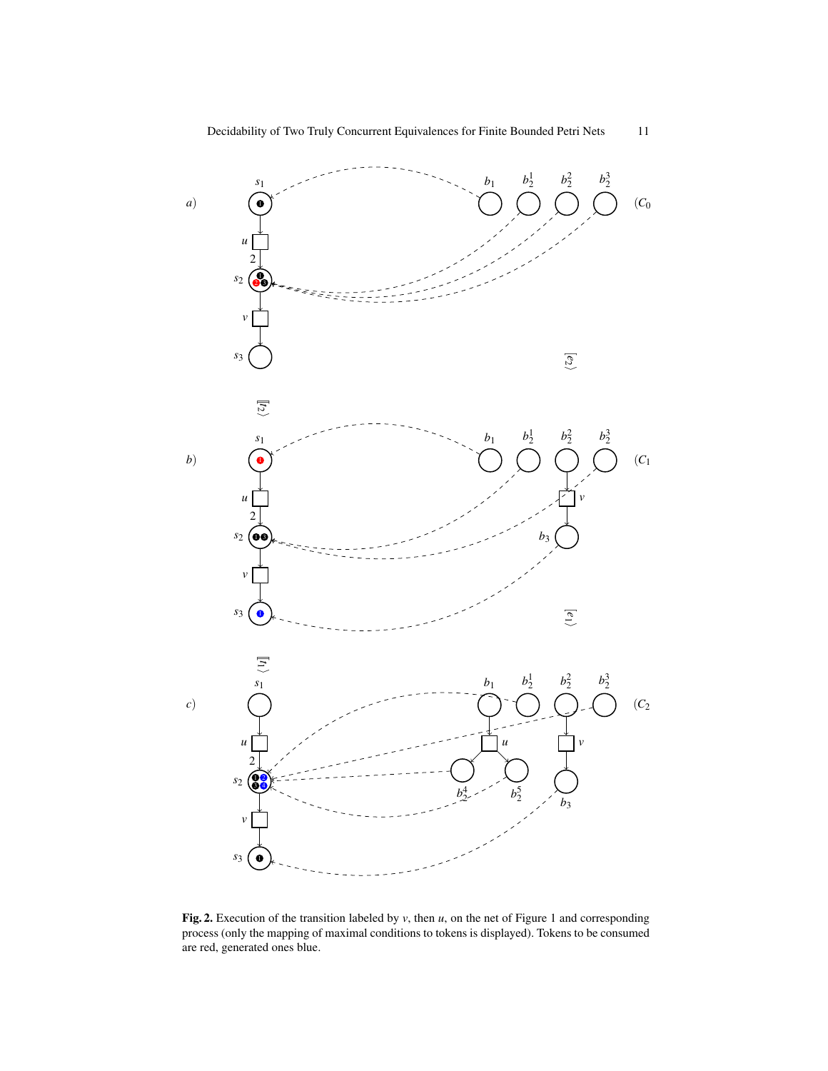**Fig. 2.** Execution of the transition labeled by $v$, then $u$, on the net of Figure 1 and corresponding process (only the mapping of maximal conditions to tokens is displayed). Tokens to be consumed are red, generated ones blue.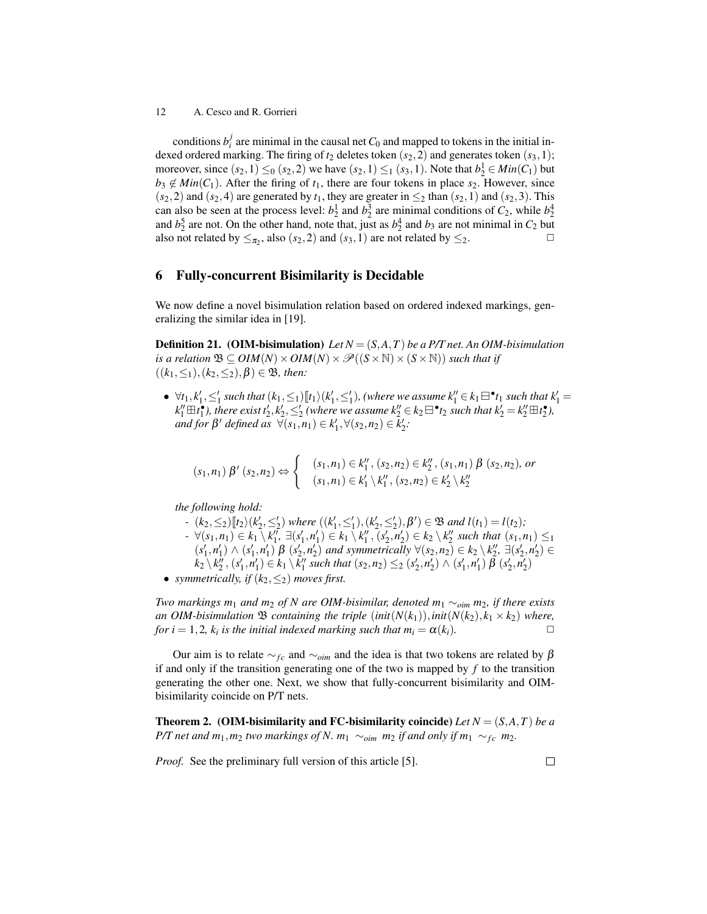conditions $b_i^j$ are minimal in the causal net $C_0$ and mapped to tokens in the initial indexed ordered marking. The firing of $t_2$ deletes token $(s_2,2)$ and generates token $(s_3,1)$; moreover, since $(s_2,1) \leq_0 (s_2,2)$ we have $(s_2,1) \leq_1 (s_3,1)$. Note that $b_2^1 \in Min(C_1)$ but $b_3 \notin Min(C_1)$. After the firing of $t_1$, there are four tokens in place $s_2$. However, since $(s_2,2)$ and $(s_2,4)$ are generated by $t_1$, they are greater in $\leq_2$ than $(s_2,1)$ and $(s_2,3)$. This can also be seen at the process level: $b_2^1$ and $b_2^3$ are minimal conditions of $C_2$, while $b_2^4$ and $b_2^5$ are not. On the other hand, note that, just as $b_2^4$ and $b_3$ are not minimal in $C_2$ but also not related by $\leq_{\pi_2}$, also $(s_2,2)$ and $(s_3,1)$ are not related by $\leq_2$. □

## 6 Fully-concurrent Bisimilarity is Decidable

We now define a novel bisimulation relation based on ordered indexed markings, generalizing the similar idea in [19].

**Definition 21. (OIM-bisimulation)** *Let $N = (S,A,T)$ be a P/T net. An OIM-bisimulation is a relation $\mathfrak{B} \subseteq OIM(N) \times OIM(N) \times \mathscr{P}((S \times \mathbb{N}) \times (S \times \mathbb{N}))$ such that if $((k_1,\leq_1),(k_2,\leq_2),\beta) \in \mathfrak{B}$, then:*

- *$\forall t_1, k_1', \leq_1'$ such that $(k_1,\leq_1)[\![t_1\rangle(k_1',\leq_1')$, (where we assume $k_1'' \in k_1 \boxminus {}^\bullet t_1$ such that $k_1' = k_1'' \boxplus t_1^\bullet$), there exist $t_2', k_2', \leq_2'$ (where we assume $k_2'' \in k_2 \boxminus {}^\bullet t_2$ such that $k_2' = k_2'' \boxplus t_2^\bullet$), and for $\beta'$ defined as $\forall (s_1,n_1) \in k_1', \forall (s_2,n_2) \in k_2'$:*

$$(s_1,n_1)\ \beta'\ (s_2,n_2) \Leftrightarrow \begin{cases} (s_1,n_1) \in k_1'', (s_2,n_2) \in k_2'', (s_1,n_1)\ \beta\ (s_2,n_2), \text{ or} \\ (s_1,n_1) \in k_1' \setminus k_1'', (s_2,n_2) \in k_2' \setminus k_2'' \end{cases}$$

  *the following hold:*
  - *$(k_2,\leq_2)[\![t_2\rangle(k_2',\leq_2')$ where $((k_1',\leq_1'),(k_2',\leq_2'),\beta') \in \mathfrak{B}$ and $l(t_1) = l(t_2)$;*
  - *$\forall (s_1,n_1) \in k_1 \setminus k_1''$, $\exists (s_1',n_1') \in k_1' \setminus k_1''$, $(s_2',n_2') \in k_2 \setminus k_2''$ such that $(s_1,n_1) \leq_1 (s_1',n_1') \wedge (s_1',n_1')\ \beta\ (s_2',n_2')$ and symmetrically $\forall (s_2,n_2) \in k_2 \setminus k_2''$, $\exists (s_2',n_2') \in k_2 \setminus k_2''$, $(s_1',n_1') \in k_1 \setminus k_1''$ such that $(s_2,n_2) \leq_2 (s_2',n_2') \wedge (s_1',n_1')\ \beta\ (s_2',n_2')$*
- *symmetrically, if $(k_2,\leq_2)$ moves first.*

*Two markings $m_1$ and $m_2$ of $N$ are OIM-bisimilar, denoted $m_1 \sim_{oim} m_2$, if there exists an OIM-bisimulation $\mathfrak{B}$ containing the triple $(init(N(k_1)), init(N(k_2), k_1 \times k_2)$ where, for $i = 1,2$, $k_i$ is the initial indexed marking such that $m_i = \alpha(k_i)$.* □

Our aim is to relate $\sim_{fc}$ and $\sim_{oim}$ and the idea is that two tokens are related by $\beta$ if and only if the transition generating one of the two is mapped by $f$ to the transition generating the other one. Next, we show that fully-concurrent bisimilarity and OIM-bisimilarity coincide on P/T nets.

**Theorem 2. (OIM-bisimilarity and FC-bisimilarity coincide)** *Let $N = (S,A,T)$ be a P/T net and $m_1, m_2$ two markings of $N$. $m_1 \sim_{oim} m_2$ if and only if $m_1 \sim_{fc} m_2$.*

*Proof.* See the preliminary full version of this article [5]. □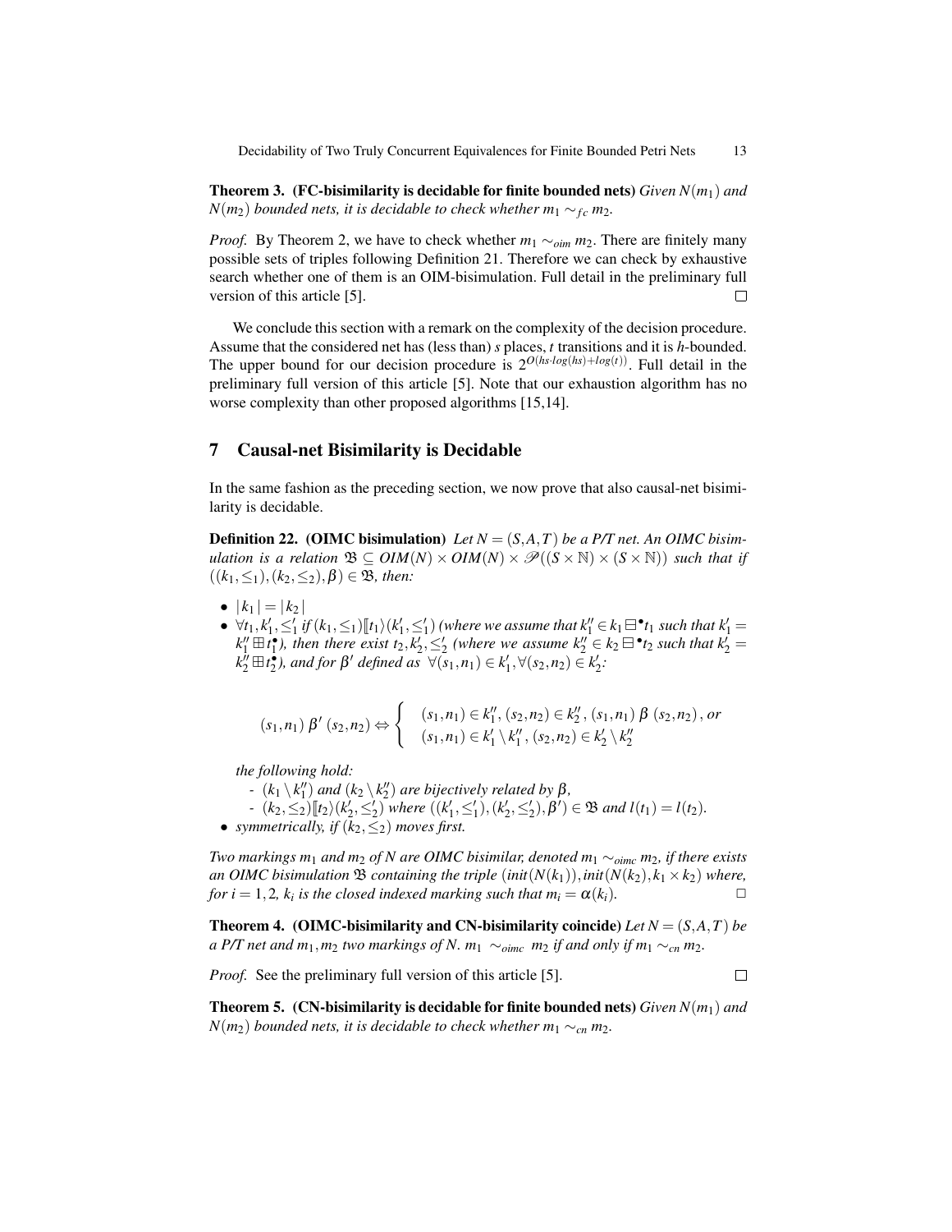**Theorem 3. (FC-bisimilarity is decidable for finite bounded nets)** *Given $N(m_1)$ and $N(m_2)$ bounded nets, it is decidable to check whether $m_1 \sim_{fc} m_2$.*

*Proof.* By Theorem 2, we have to check whether $m_1 \sim_{oim} m_2$. There are finitely many possible sets of triples following Definition 21. Therefore we can check by exhaustive search whether one of them is an OIM-bisimulation. Full detail in the preliminary full version of this article [5]. $\square$

We conclude this section with a remark on the complexity of the decision procedure. Assume that the considered net has (less than) $s$ places, $t$ transitions and it is $h$-bounded. The upper bound for our decision procedure is $2^{O(hs \cdot log(hs)+log(t))}$. Full detail in the preliminary full version of this article [5]. Note that our exhaustion algorithm has no worse complexity than other proposed algorithms [15,14].

## 7 Causal-net Bisimilarity is Decidable

In the same fashion as the preceding section, we now prove that also causal-net bisimilarity is decidable.

**Definition 22. (OIMC bisimulation)** *Let $N = (S, A, T)$ be a P/T net. An OIMC bisimulation is a relation $\mathfrak{B} \subseteq OIM(N) \times OIM(N) \times \mathscr{P}((S \times \mathbb{N}) \times (S \times \mathbb{N}))$ such that if $((k_1, \leq_1), (k_2, \leq_2), \beta) \in \mathfrak{B}$, then:*

- $|k_1| = |k_2|$
- *$\forall t_1, k_1', \leq_1'$ if $(k_1, \leq_1)[\![t_1\rangle(k_1', \leq_1')$ (where we assume that $k_1'' \in k_1 \boxminus {}^\bullet t_1$ such that $k_1' = k_1'' \boxplus t_1^\bullet$), then there exist $t_2, k_2', \leq_2'$ (where we assume $k_2'' \in k_2 \boxminus {}^\bullet t_2$ such that $k_2' = k_2'' \boxplus t_2^\bullet$), and for $\beta'$ defined as $\forall (s_1, n_1) \in k_1', \forall (s_2, n_2) \in k_2'$:*

$$(s_1, n_1)\ \beta'\ (s_2, n_2) \Leftrightarrow \begin{cases} (s_1, n_1) \in k_1'', (s_2, n_2) \in k_2'', (s_1, n_1)\ \beta\ (s_2, n_2), \text{ or} \\ (s_1, n_1) \in k_1' \setminus k_1'', (s_2, n_2) \in k_2' \setminus k_2'' \end{cases}$$

  *the following hold:*
  - *$(k_1 \setminus k_1'')$ and $(k_2 \setminus k_2'')$ are bijectively related by $\beta$,*
  - *$(k_2, \leq_2)[\![t_2\rangle(k_2', \leq_2')$ where $((k_1', \leq_1'), (k_2', \leq_2'), \beta') \in \mathfrak{B}$ and $l(t_1) = l(t_2)$.*
- *symmetrically, if $(k_2, \leq_2)$ moves first.*

*Two markings $m_1$ and $m_2$ of $N$ are OIMC bisimilar, denoted $m_1 \sim_{oimc} m_2$, if there exists an OIMC bisimulation $\mathfrak{B}$ containing the triple $(init(N(k_1)), init(N(k_2), k_1 \times k_2)$ where, for $i = 1, 2$, $k_i$ is the closed indexed marking such that $m_i = \alpha(k_i)$.* $\square$

**Theorem 4. (OIMC-bisimilarity and CN-bisimilarity coincide)** *Let $N = (S, A, T)$ be a P/T net and $m_1, m_2$ two markings of $N$. $m_1 \sim_{oimc} m_2$ if and only if $m_1 \sim_{cn} m_2$.*

*Proof.* See the preliminary full version of this article [5]. $\square$

**Theorem 5. (CN-bisimilarity is decidable for finite bounded nets)** *Given $N(m_1)$ and $N(m_2)$ bounded nets, it is decidable to check whether $m_1 \sim_{cn} m_2$.*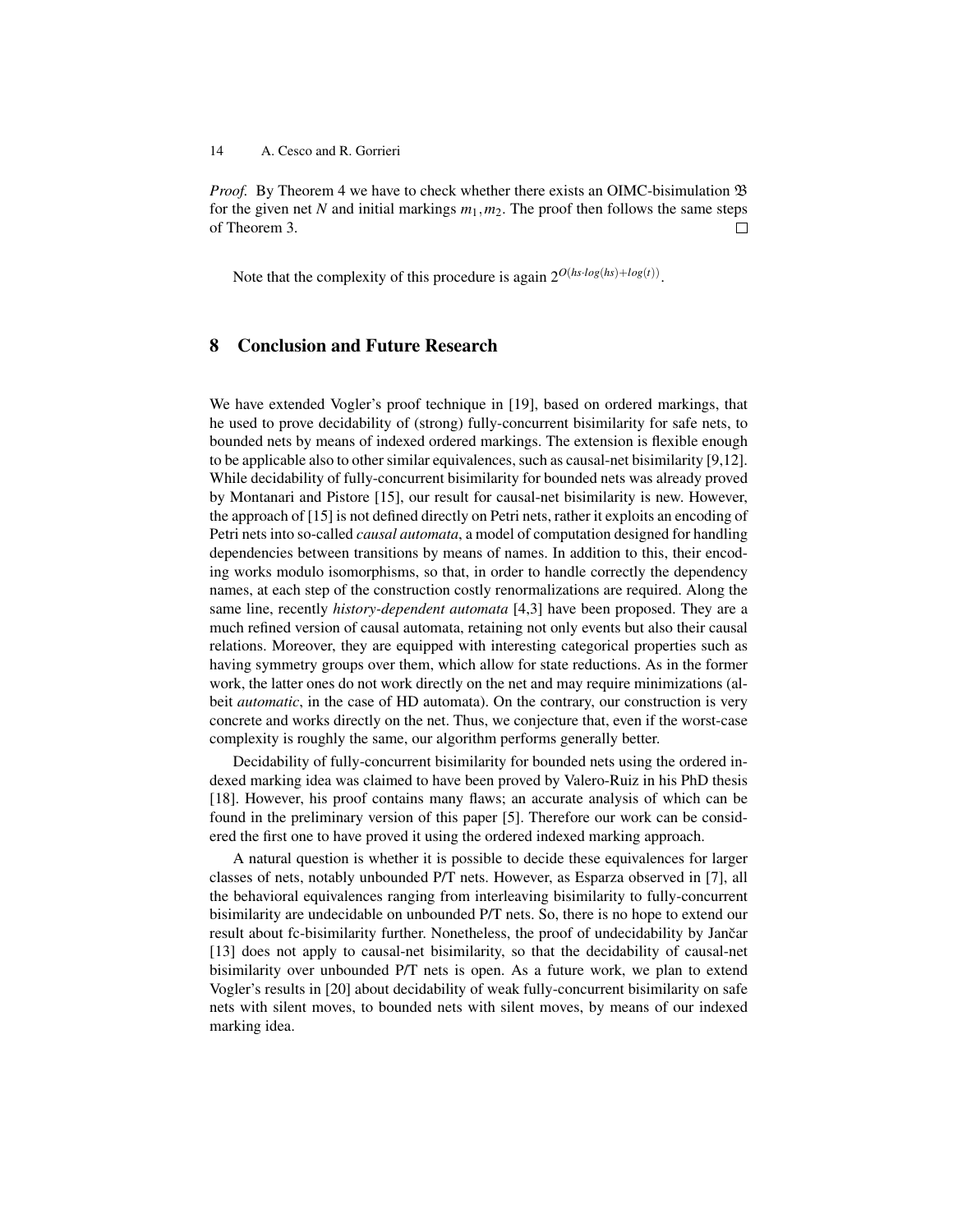*Proof.* By Theorem 4 we have to check whether there exists an OIMC-bisimulation $\mathfrak{B}$ for the given net $N$ and initial markings $m_1, m_2$. The proof then follows the same steps of Theorem 3. □

Note that the complexity of this procedure is again $2^{O(hs \cdot log(hs) + log(t))}$.

## 8 Conclusion and Future Research

We have extended Vogler's proof technique in [19], based on ordered markings, that he used to prove decidability of (strong) fully-concurrent bisimilarity for safe nets, to bounded nets by means of indexed ordered markings. The extension is flexible enough to be applicable also to other similar equivalences, such as causal-net bisimilarity [9,12]. While decidability of fully-concurrent bisimilarity for bounded nets was already proved by Montanari and Pistore [15], our result for causal-net bisimilarity is new. However, the approach of [15] is not defined directly on Petri nets, rather it exploits an encoding of Petri nets into so-called *causal automata*, a model of computation designed for handling dependencies between transitions by means of names. In addition to this, their encoding works modulo isomorphisms, so that, in order to handle correctly the dependency names, at each step of the construction costly renormalizations are required. Along the same line, recently *history-dependent automata* [4,3] have been proposed. They are a much refined version of causal automata, retaining not only events but also their causal relations. Moreover, they are equipped with interesting categorical properties such as having symmetry groups over them, which allow for state reductions. As in the former work, the latter ones do not work directly on the net and may require minimizations (albeit *automatic*, in the case of HD automata). On the contrary, our construction is very concrete and works directly on the net. Thus, we conjecture that, even if the worst-case complexity is roughly the same, our algorithm performs generally better.

Decidability of fully-concurrent bisimilarity for bounded nets using the ordered indexed marking idea was claimed to have been proved by Valero-Ruiz in his PhD thesis [18]. However, his proof contains many flaws; an accurate analysis of which can be found in the preliminary version of this paper [5]. Therefore our work can be considered the first one to have proved it using the ordered indexed marking approach.

A natural question is whether it is possible to decide these equivalences for larger classes of nets, notably unbounded P/T nets. However, as Esparza observed in [7], all the behavioral equivalences ranging from interleaving bisimilarity to fully-concurrent bisimilarity are undecidable on unbounded P/T nets. So, there is no hope to extend our result about fc-bisimilarity further. Nonetheless, the proof of undecidability by Jančar [13] does not apply to causal-net bisimilarity, so that the decidability of causal-net bisimilarity over unbounded P/T nets is open. As a future work, we plan to extend Vogler's results in [20] about decidability of weak fully-concurrent bisimilarity on safe nets with silent moves, to bounded nets with silent moves, by means of our indexed marking idea.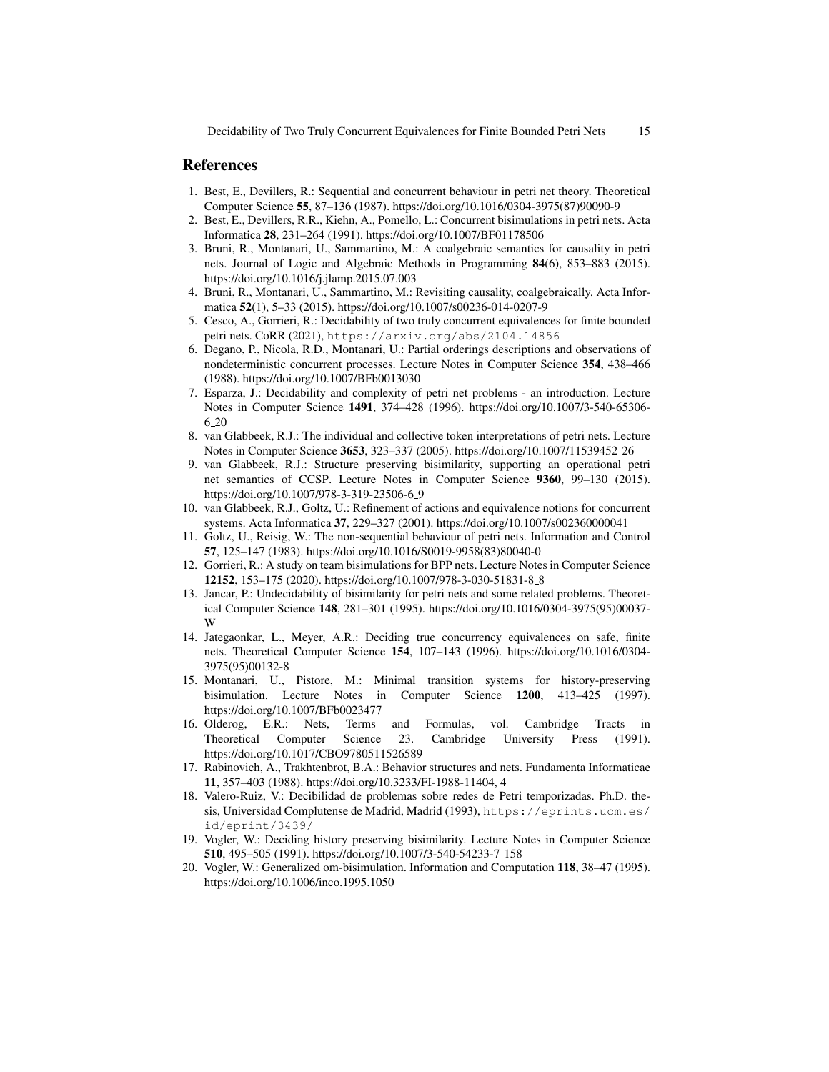## References

1. Best, E., Devillers, R.: Sequential and concurrent behaviour in petri net theory. Theoretical Computer Science **55**, 87–136 (1987). https://doi.org/10.1016/0304-3975(87)90090-9
2. Best, E., Devillers, R.R., Kiehn, A., Pomello, L.: Concurrent bisimulations in petri nets. Acta Informatica **28**, 231–264 (1991). https://doi.org/10.1007/BF01178506
3. Bruni, R., Montanari, U., Sammartino, M.: A coalgebraic semantics for causality in petri nets. Journal of Logic and Algebraic Methods in Programming **84**(6), 853–883 (2015). https://doi.org/10.1016/j.jlamp.2015.07.003
4. Bruni, R., Montanari, U., Sammartino, M.: Revisiting causality, coalgebraically. Acta Informatica **52**(1), 5–33 (2015). https://doi.org/10.1007/s00236-014-0207-9
5. Cesco, A., Gorrieri, R.: Decidability of two truly concurrent equivalences for finite bounded petri nets. CoRR (2021), `https://arxiv.org/abs/2104.14856`
6. Degano, P., Nicola, R.D., Montanari, U.: Partial orderings descriptions and observations of nondeterministic concurrent processes. Lecture Notes in Computer Science **354**, 438–466 (1988). https://doi.org/10.1007/BFb0013030
7. Esparza, J.: Decidability and complexity of petri net problems - an introduction. Lecture Notes in Computer Science **1491**, 374–428 (1996). https://doi.org/10.1007/3-540-65306-6_20
8. van Glabbeek, R.J.: The individual and collective token interpretations of petri nets. Lecture Notes in Computer Science **3653**, 323–337 (2005). https://doi.org/10.1007/11539452_26
9. van Glabbeek, R.J.: Structure preserving bisimilarity, supporting an operational petri net semantics of CCSP. Lecture Notes in Computer Science **9360**, 99–130 (2015). https://doi.org/10.1007/978-3-319-23506-6_9
10. van Glabbeek, R.J., Goltz, U.: Refinement of actions and equivalence notions for concurrent systems. Acta Informatica **37**, 229–327 (2001). https://doi.org/10.1007/s002360000041
11. Goltz, U., Reisig, W.: The non-sequential behaviour of petri nets. Information and Control **57**, 125–147 (1983). https://doi.org/10.1016/S0019-9958(83)80040-0
12. Gorrieri, R.: A study on team bisimulations for BPP nets. Lecture Notes in Computer Science **12152**, 153–175 (2020). https://doi.org/10.1007/978-3-030-51831-8_8
13. Jancar, P.: Undecidability of bisimilarity for petri nets and some related problems. Theoretical Computer Science **148**, 281–301 (1995). https://doi.org/10.1016/0304-3975(95)00037-W
14. Jategaonkar, L., Meyer, A.R.: Deciding true concurrency equivalences on safe, finite nets. Theoretical Computer Science **154**, 107–143 (1996). https://doi.org/10.1016/0304-3975(95)00132-8
15. Montanari, U., Pistore, M.: Minimal transition systems for history-preserving bisimulation. Lecture Notes in Computer Science **1200**, 413–425 (1997). https://doi.org/10.1007/BFb0023477
16. Olderog, E.R.: Nets, Terms and Formulas, vol. Cambridge Tracts in Theoretical Computer Science 23. Cambridge University Press (1991). https://doi.org/10.1017/CBO9780511526589
17. Rabinovich, A., Trakhtenbrot, B.A.: Behavior structures and nets. Fundamenta Informaticae **11**, 357–403 (1988). https://doi.org/10.3233/FI-1988-11404, 4
18. Valero-Ruiz, V.: Decibilidad de problemas sobre redes de Petri temporizadas. Ph.D. thesis, Universidad Complutense de Madrid, Madrid (1993), `https://eprints.ucm.es/id/eprint/3439/`
19. Vogler, W.: Deciding history preserving bisimilarity. Lecture Notes in Computer Science **510**, 495–505 (1991). https://doi.org/10.1007/3-540-54233-7_158
20. Vogler, W.: Generalized om-bisimulation. Information and Computation **118**, 38–47 (1995). https://doi.org/10.1006/inco.1995.1050